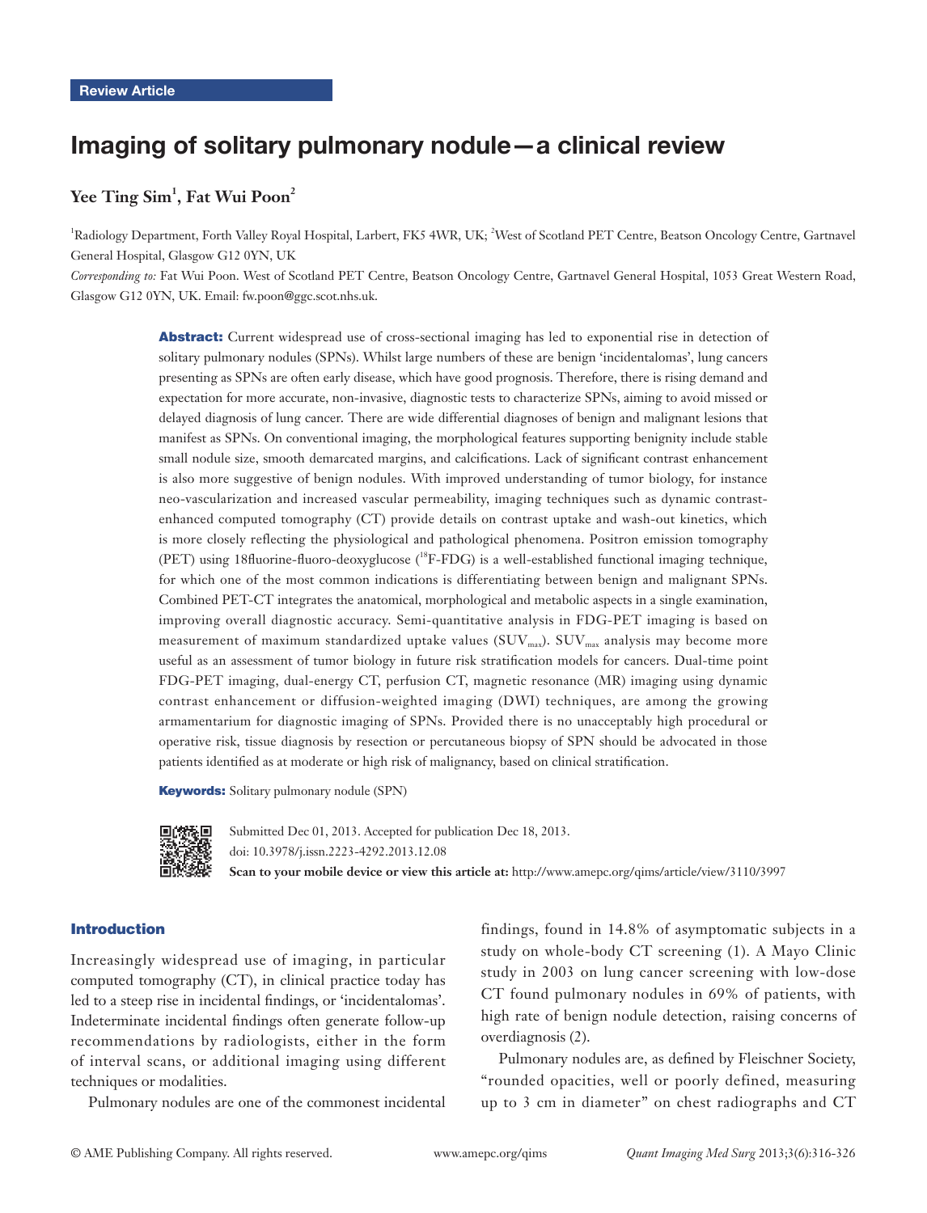Review Article

# Imaging of solitary pulmonary nodule—a clinical review

**Yee Ting Sim[1], Fat Wui Poon[2]**

[1]Radiology Department, Forth Valley Royal Hospital, Larbert, FK5 4WR, UK; [2]West of Scotland PET Centre, Beatson Oncology Centre, Gartnavel General Hospital, Glasgow G12 0YN, UK

*Corresponding to:* Fat Wui Poon. West of Scotland PET Centre, Beatson Oncology Centre, Gartnavel General Hospital, 1053 Great Western Road, Glasgow G12 0YN, UK. Email: fw.poon@ggc.scot.nhs.uk.

**Abstract:** Current widespread use of cross-sectional imaging has led to exponential rise in detection of solitary pulmonary nodules (SPNs). Whilst large numbers of these are benign 'incidentalomas', lung cancers presenting as SPNs are often early disease, which have good prognosis. Therefore, there is rising demand and expectation for more accurate, non-invasive, diagnostic tests to characterize SPNs, aiming to avoid missed or delayed diagnosis of lung cancer. There are wide differential diagnoses of benign and malignant lesions that manifest as SPNs. On conventional imaging, the morphological features supporting benignity include stable small nodule size, smooth demarcated margins, and calcifications. Lack of significant contrast enhancement is also more suggestive of benign nodules. With improved understanding of tumor biology, for instance neo-vascularization and increased vascular permeability, imaging techniques such as dynamic contrast-enhanced computed tomography (CT) provide details on contrast uptake and wash-out kinetics, which is more closely reflecting the physiological and pathological phenomena. Positron emission tomography (PET) using 18fluorine-fluoro-deoxyglucose ($^{18}$F-FDG) is a well-established functional imaging technique, for which one of the most common indications is differentiating between benign and malignant SPNs. Combined PET-CT integrates the anatomical, morphological and metabolic aspects in a single examination, improving overall diagnostic accuracy. Semi-quantitative analysis in FDG-PET imaging is based on measurement of maximum standardized uptake values ($SUV_{max}$). $SUV_{max}$ analysis may become more useful as an assessment of tumor biology in future risk stratification models for cancers. Dual-time point FDG-PET imaging, dual-energy CT, perfusion CT, magnetic resonance (MR) imaging using dynamic contrast enhancement or diffusion-weighted imaging (DWI) techniques, are among the growing armamentarium for diagnostic imaging of SPNs. Provided there is no unacceptably high procedural or operative risk, tissue diagnosis by resection or percutaneous biopsy of SPN should be advocated in those patients identified as at moderate or high risk of malignancy, based on clinical stratification.

**Keywords:** Solitary pulmonary nodule (SPN)

Submitted Dec 01, 2013. Accepted for publication Dec 18, 2013.
doi: 10.3978/j.issn.2223-4292.2013.12.08
**Scan to your mobile device or view this article at:** http://www.amepc.org/qims/article/view/3110/3997

## Introduction

Increasingly widespread use of imaging, in particular computed tomography (CT), in clinical practice today has led to a steep rise in incidental findings, or 'incidentalomas'. Indeterminate incidental findings often generate follow-up recommendations by radiologists, either in the form of interval scans, or additional imaging using different techniques or modalities.

Pulmonary nodules are one of the commonest incidental findings, found in 14.8% of asymptomatic subjects in a study on whole-body CT screening (1). A Mayo Clinic study in 2003 on lung cancer screening with low-dose CT found pulmonary nodules in 69% of patients, with high rate of benign nodule detection, raising concerns of overdiagnosis (2).

Pulmonary nodules are, as defined by Fleischner Society, "rounded opacities, well or poorly defined, measuring up to 3 cm in diameter" on chest radiographs and CT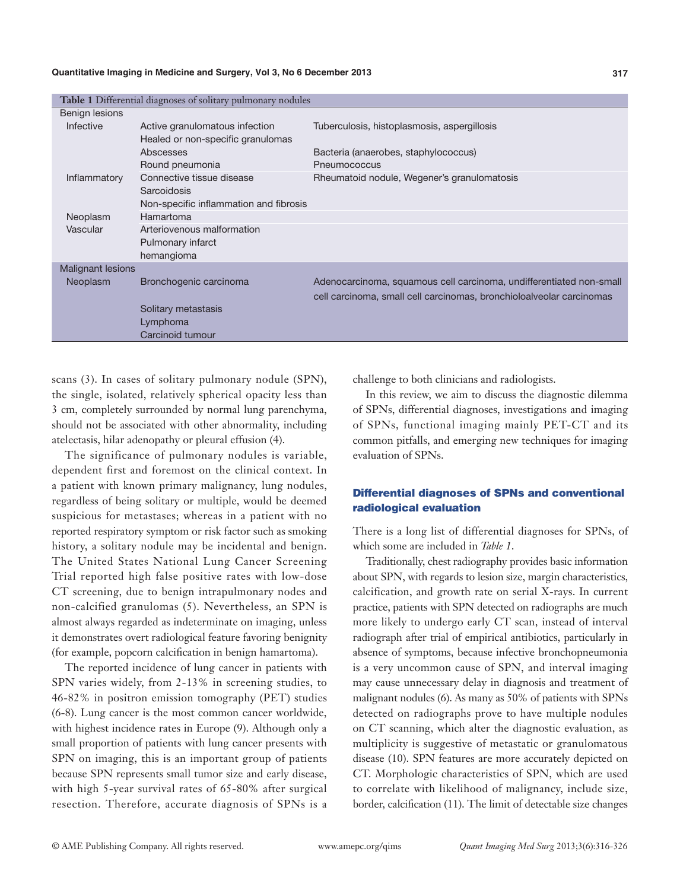**Table 1** Differential diagnoses of solitary pulmonary nodules

| | | |
|---|---|---|
| Benign lesions | | |
| Infective | Active granulomatous infection | Tuberculosis, histoplasmosis, aspergillosis |
| | Healed or non-specific granulomas | |
| | Abscesses | Bacteria (anaerobes, staphylococcus) |
| | Round pneumonia | Pneumococcus |
| Inflammatory | Connective tissue disease | Rheumatoid nodule, Wegener's granulomatosis |
| | Sarcoidosis | |
| | Non-specific inflammation and fibrosis | |
| Neoplasm | Hamartoma | |
| Vascular | Arteriovenous malformation | |
| | Pulmonary infarct | |
| | hemangioma | |
| Malignant lesions | | |
| Neoplasm | Bronchogenic carcinoma | Adenocarcinoma, squamous cell carcinoma, undifferentiated non-small cell carcinoma, small cell carcinomas, bronchioloalveolar carcinomas |
| | Solitary metastasis | |
| | Lymphoma | |
| | Carcinoid tumour | |

scans (3). In cases of solitary pulmonary nodule (SPN), the single, isolated, relatively spherical opacity less than 3 cm, completely surrounded by normal lung parenchyma, should not be associated with other abnormality, including atelectasis, hilar adenopathy or pleural effusion (4).

The significance of pulmonary nodules is variable, dependent first and foremost on the clinical context. In a patient with known primary malignancy, lung nodules, regardless of being solitary or multiple, would be deemed suspicious for metastases; whereas in a patient with no reported respiratory symptom or risk factor such as smoking history, a solitary nodule may be incidental and benign. The United States National Lung Cancer Screening Trial reported high false positive rates with low-dose CT screening, due to benign intrapulmonary nodes and non-calcified granulomas (5). Nevertheless, an SPN is almost always regarded as indeterminate on imaging, unless it demonstrates overt radiological feature favoring benignity (for example, popcorn calcification in benign hamartoma).

The reported incidence of lung cancer in patients with SPN varies widely, from 2-13% in screening studies, to 46-82% in positron emission tomography (PET) studies (6-8). Lung cancer is the most common cancer worldwide, with highest incidence rates in Europe (9). Although only a small proportion of patients with lung cancer presents with SPN on imaging, this is an important group of patients because SPN represents small tumor size and early disease, with high 5-year survival rates of 65-80% after surgical resection. Therefore, accurate diagnosis of SPNs is a challenge to both clinicians and radiologists.

In this review, we aim to discuss the diagnostic dilemma of SPNs, differential diagnoses, investigations and imaging of SPNs, functional imaging mainly PET-CT and its common pitfalls, and emerging new techniques for imaging evaluation of SPNs.

## Differential diagnoses of SPNs and conventional radiological evaluation

There is a long list of differential diagnoses for SPNs, of which some are included in *Table 1*.

Traditionally, chest radiography provides basic information about SPN, with regards to lesion size, margin characteristics, calcification, and growth rate on serial X-rays. In current practice, patients with SPN detected on radiographs are much more likely to undergo early CT scan, instead of interval radiograph after trial of empirical antibiotics, particularly in absence of symptoms, because infective bronchopneumonia is a very uncommon cause of SPN, and interval imaging may cause unnecessary delay in diagnosis and treatment of malignant nodules (6). As many as 50% of patients with SPNs detected on radiographs prove to have multiple nodules on CT scanning, which alter the diagnostic evaluation, as multiplicity is suggestive of metastatic or granulomatous disease (10). SPN features are more accurately depicted on CT. Morphologic characteristics of SPN, which are used to correlate with likelihood of malignancy, include size, border, calcification (11). The limit of detectable size changes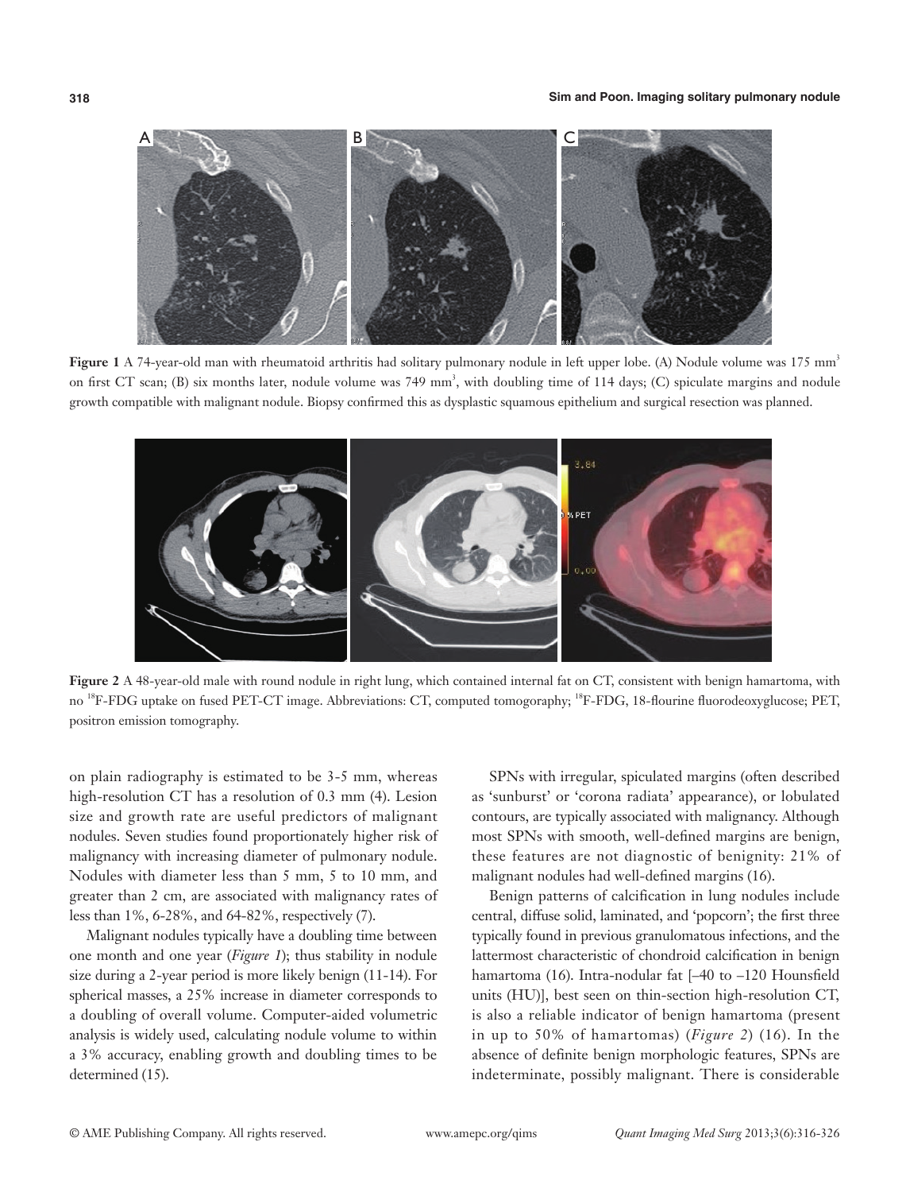**Figure 1** A 74-year-old man with rheumatoid arthritis had solitary pulmonary nodule in left upper lobe. (A) Nodule volume was 175 $mm^3$ on first CT scan; (B) six months later, nodule volume was 749 $mm^3$, with doubling time of 114 days; (C) spiculate margins and nodule growth compatible with malignant nodule. Biopsy confirmed this as dysplastic squamous epithelium and surgical resection was planned.

**Figure 2** A 48-year-old male with round nodule in right lung, which contained internal fat on CT, consistent with benign hamartoma, with no $^{18}$F-FDG uptake on fused PET-CT image. Abbreviations: CT, computed tomogoraphy; $^{18}$F-FDG, 18-flourine fluorodeoxyglucose; PET, positron emission tomography.

on plain radiography is estimated to be 3-5 mm, whereas high-resolution CT has a resolution of 0.3 mm (4). Lesion size and growth rate are useful predictors of malignant nodules. Seven studies found proportionately higher risk of malignancy with increasing diameter of pulmonary nodule. Nodules with diameter less than 5 mm, 5 to 10 mm, and greater than 2 cm, are associated with malignancy rates of less than 1%, 6-28%, and 64-82%, respectively (7).

Malignant nodules typically have a doubling time between one month and one year (*Figure 1*); thus stability in nodule size during a 2-year period is more likely benign (11-14). For spherical masses, a 25% increase in diameter corresponds to a doubling of overall volume. Computer-aided volumetric analysis is widely used, calculating nodule volume to within a 3% accuracy, enabling growth and doubling times to be determined (15).

SPNs with irregular, spiculated margins (often described as 'sunburst' or 'corona radiata' appearance), or lobulated contours, are typically associated with malignancy. Although most SPNs with smooth, well-defined margins are benign, these features are not diagnostic of benignity: 21% of malignant nodules had well-defined margins (16).

Benign patterns of calcification in lung nodules include central, diffuse solid, laminated, and 'popcorn'; the first three typically found in previous granulomatous infections, and the lattermost characteristic of chondroid calcification in benign hamartoma (16). Intra-nodular fat [–40 to –120 Hounsfield units (HU)], best seen on thin-section high-resolution CT, is also a reliable indicator of benign hamartoma (present in up to 50% of hamartomas) (*Figure 2*) (16). In the absence of definite benign morphologic features, SPNs are indeterminate, possibly malignant. There is considerable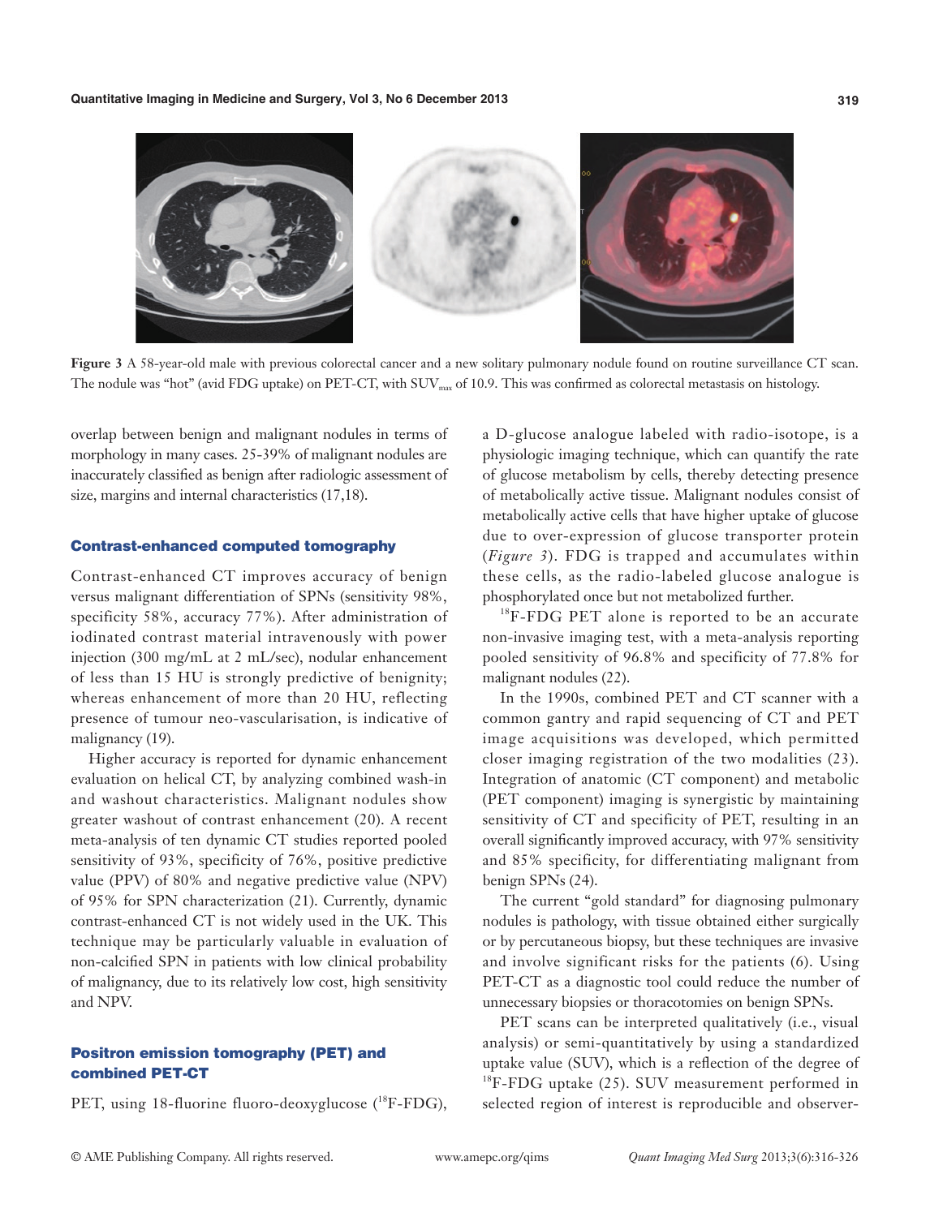**Figure 3** A 58-year-old male with previous colorectal cancer and a new solitary pulmonary nodule found on routine surveillance CT scan. The nodule was "hot" (avid FDG uptake) on PET-CT, with $SUV_{max}$ of 10.9. This was confirmed as colorectal metastasis on histology.

overlap between benign and malignant nodules in terms of morphology in many cases. 25-39% of malignant nodules are inaccurately classified as benign after radiologic assessment of size, margins and internal characteristics (17,18).

### Contrast-enhanced computed tomography

Contrast-enhanced CT improves accuracy of benign versus malignant differentiation of SPNs (sensitivity 98%, specificity 58%, accuracy 77%). After administration of iodinated contrast material intravenously with power injection (300 mg/mL at 2 mL/sec), nodular enhancement of less than 15 HU is strongly predictive of benignity; whereas enhancement of more than 20 HU, reflecting presence of tumour neo-vascularisation, is indicative of malignancy (19).

Higher accuracy is reported for dynamic enhancement evaluation on helical CT, by analyzing combined wash-in and washout characteristics. Malignant nodules show greater washout of contrast enhancement (20). A recent meta-analysis of ten dynamic CT studies reported pooled sensitivity of 93%, specificity of 76%, positive predictive value (PPV) of 80% and negative predictive value (NPV) of 95% for SPN characterization (21). Currently, dynamic contrast-enhanced CT is not widely used in the UK. This technique may be particularly valuable in evaluation of non-calcified SPN in patients with low clinical probability of malignancy, due to its relatively low cost, high sensitivity and NPV.

### Positron emission tomography (PET) and combined PET-CT

PET, using 18-fluorine fluoro-deoxyglucose ($^{18}$F-FDG), a D-glucose analogue labeled with radio-isotope, is a physiologic imaging technique, which can quantify the rate of glucose metabolism by cells, thereby detecting presence of metabolically active tissue. Malignant nodules consist of metabolically active cells that have higher uptake of glucose due to over-expression of glucose transporter protein (*Figure 3*). FDG is trapped and accumulates within these cells, as the radio-labeled glucose analogue is phosphorylated once but not metabolized further.

$^{18}$F-FDG PET alone is reported to be an accurate non-invasive imaging test, with a meta-analysis reporting pooled sensitivity of 96.8% and specificity of 77.8% for malignant nodules (22).

In the 1990s, combined PET and CT scanner with a common gantry and rapid sequencing of CT and PET image acquisitions was developed, which permitted closer imaging registration of the two modalities (23). Integration of anatomic (CT component) and metabolic (PET component) imaging is synergistic by maintaining sensitivity of CT and specificity of PET, resulting in an overall significantly improved accuracy, with 97% sensitivity and 85% specificity, for differentiating malignant from benign SPNs (24).

The current "gold standard" for diagnosing pulmonary nodules is pathology, with tissue obtained either surgically or by percutaneous biopsy, but these techniques are invasive and involve significant risks for the patients (6). Using PET-CT as a diagnostic tool could reduce the number of unnecessary biopsies or thoracotomies on benign SPNs.

PET scans can be interpreted qualitatively (i.e., visual analysis) or semi-quantitatively by using a standardized uptake value (SUV), which is a reflection of the degree of $^{18}$F-FDG uptake (25). SUV measurement performed in selected region of interest is reproducible and observer-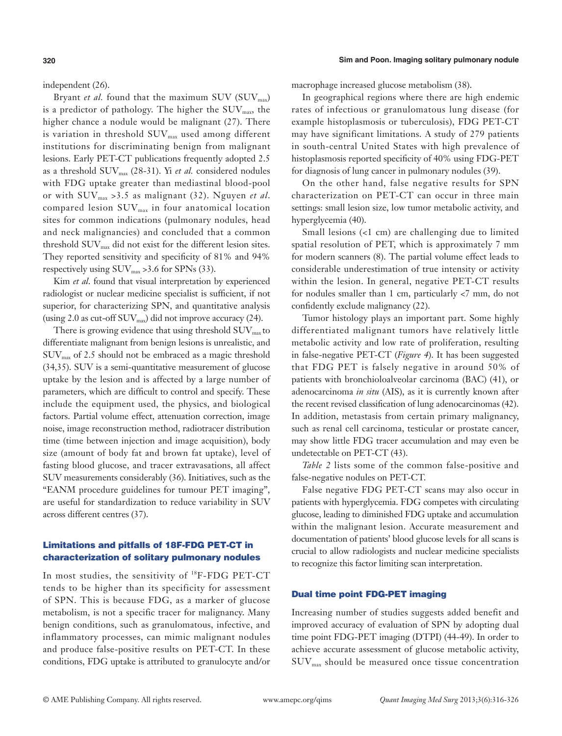independent (26).

Bryant *et al.* found that the maximum SUV ($SUV_{max}$) is a predictor of pathology. The higher the $SUV_{max}$, the higher chance a nodule would be malignant (27). There is variation in threshold $SUV_{max}$ used among different institutions for discriminating benign from malignant lesions. Early PET-CT publications frequently adopted 2.5 as a threshold $SUV_{max}$ (28-31). Yi *et al.* considered nodules with FDG uptake greater than mediastinal blood-pool or with $SUV_{max}$ >3.5 as malignant (32). Nguyen *et al*. compared lesion $SUV_{max}$ in four anatomical location sites for common indications (pulmonary nodules, head and neck malignancies) and concluded that a common threshold $SUV_{max}$ did not exist for the different lesion sites. They reported sensitivity and specificity of 81% and 94% respectively using $SUV_{max}$ >3.6 for SPNs (33).

Kim *et al*. found that visual interpretation by experienced radiologist or nuclear medicine specialist is sufficient, if not superior, for characterizing SPN, and quantitative analysis (using 2.0 as cut-off $SUV_{max}$) did not improve accuracy (24).

There is growing evidence that using threshold $SUV_{max}$ to differentiate malignant from benign lesions is unrealistic, and $SUV_{max}$ of 2.5 should not be embraced as a magic threshold (34,35). SUV is a semi-quantitative measurement of glucose uptake by the lesion and is affected by a large number of parameters, which are difficult to control and specify. These include the equipment used, the physics, and biological factors. Partial volume effect, attenuation correction, image noise, image reconstruction method, radiotracer distribution time (time between injection and image acquisition), body size (amount of body fat and brown fat uptake), level of fasting blood glucose, and tracer extravasations, all affect SUV measurements considerably (36). Initiatives, such as the "EANM procedure guidelines for tumour PET imaging", are useful for standardization to reduce variability in SUV across different centres (37).

## Limitations and pitfalls of 18F-FDG PET-CT in characterization of solitary pulmonary nodules

In most studies, the sensitivity of $^{18}$F-FDG PET-CT tends to be higher than its specificity for assessment of SPN. This is because FDG, as a marker of glucose metabolism, is not a specific tracer for malignancy. Many benign conditions, such as granulomatous, infective, and inflammatory processes, can mimic malignant nodules and produce false-positive results on PET-CT. In these conditions, FDG uptake is attributed to granulocyte and/or macrophage increased glucose metabolism (38).

In geographical regions where there are high endemic rates of infectious or granulomatous lung disease (for example histoplasmosis or tuberculosis), FDG PET-CT may have significant limitations. A study of 279 patients in south-central United States with high prevalence of histoplasmosis reported specificity of 40% using FDG-PET for diagnosis of lung cancer in pulmonary nodules (39).

On the other hand, false negative results for SPN characterization on PET-CT can occur in three main settings: small lesion size, low tumor metabolic activity, and hyperglycemia (40).

Small lesions (<1 cm) are challenging due to limited spatial resolution of PET, which is approximately 7 mm for modern scanners (8). The partial volume effect leads to considerable underestimation of true intensity or activity within the lesion. In general, negative PET-CT results for nodules smaller than 1 cm, particularly <7 mm, do not confidently exclude malignancy (22).

Tumor histology plays an important part. Some highly differentiated malignant tumors have relatively little metabolic activity and low rate of proliferation, resulting in false-negative PET-CT (*Figure 4*). It has been suggested that FDG PET is falsely negative in around 50% of patients with bronchioloalveolar carcinoma (BAC) (41), or adenocarcinoma *in situ* (AIS), as it is currently known after the recent revised classification of lung adenocarcinomas (42). In addition, metastasis from certain primary malignancy, such as renal cell carcinoma, testicular or prostate cancer, may show little FDG tracer accumulation and may even be undetectable on PET-CT (43).

*Table 2* lists some of the common false-positive and false-negative nodules on PET-CT.

False negative FDG PET-CT scans may also occur in patients with hyperglycemia. FDG competes with circulating glucose, leading to diminished FDG uptake and accumulation within the malignant lesion. Accurate measurement and documentation of patients' blood glucose levels for all scans is crucial to allow radiologists and nuclear medicine specialists to recognize this factor limiting scan interpretation.

## Dual time point FDG-PET imaging

Increasing number of studies suggests added benefit and improved accuracy of evaluation of SPN by adopting dual time point FDG-PET imaging (DTPI) (44-49). In order to achieve accurate assessment of glucose metabolic activity, $SUV_{max}$ should be measured once tissue concentration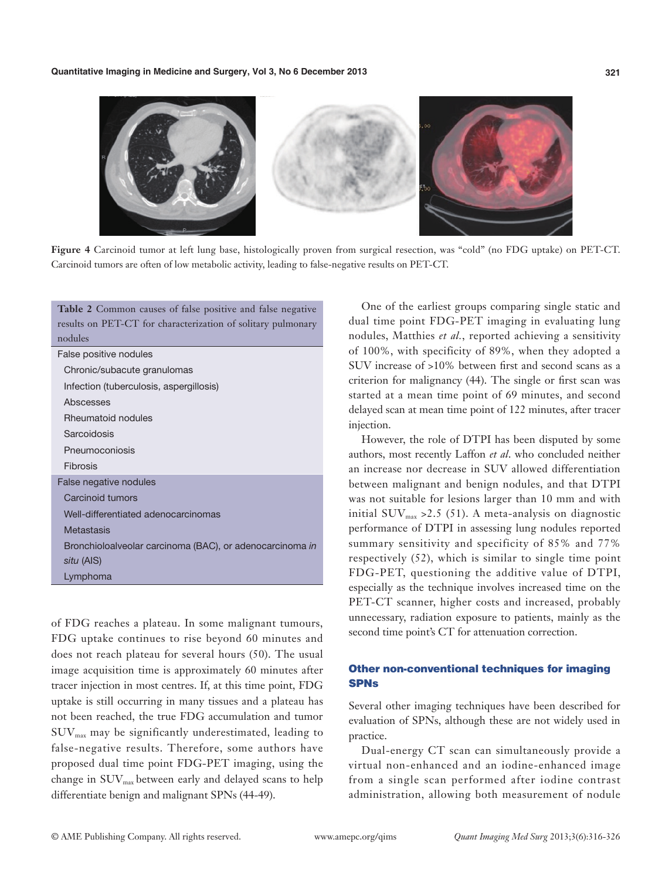Figure 4 Carcinoid tumor at left lung base, histologically proven from surgical resection, was "cold" (no FDG uptake) on PET-CT. Carcinoid tumors are often of low metabolic activity, leading to false-negative results on PET-CT.

**Table 2** Common causes of false positive and false negative results on PET-CT for characterization of solitary pulmonary nodules

| |
|---|
| False positive nodules |
| Chronic/subacute granulomas |
| Infection (tuberculosis, aspergillosis) |
| Abscesses |
| Rheumatoid nodules |
| Sarcoidosis |
| Pneumoconiosis |
| Fibrosis |
| False negative nodules |
| Carcinoid tumors |
| Well-differentiated adenocarcinomas |
| Metastasis |
| Bronchioloalveolar carcinoma (BAC), or adenocarcinoma *in situ* (AIS) |
| Lymphoma |

of FDG reaches a plateau. In some malignant tumours, FDG uptake continues to rise beyond 60 minutes and does not reach plateau for several hours (50). The usual image acquisition time is approximately 60 minutes after tracer injection in most centres. If, at this time point, FDG uptake is still occurring in many tissues and a plateau has not been reached, the true FDG accumulation and tumor $SUV_{max}$ may be significantly underestimated, leading to false-negative results. Therefore, some authors have proposed dual time point FDG-PET imaging, using the change in $SUV_{max}$ between early and delayed scans to help differentiate benign and malignant SPNs (44-49).

One of the earliest groups comparing single static and dual time point FDG-PET imaging in evaluating lung nodules, Matthies *et al.*, reported achieving a sensitivity of 100%, with specificity of 89%, when they adopted a SUV increase of >10% between first and second scans as a criterion for malignancy (44). The single or first scan was started at a mean time point of 69 minutes, and second delayed scan at mean time point of 122 minutes, after tracer injection.

However, the role of DTPI has been disputed by some authors, most recently Laffon *et al.* who concluded neither an increase nor decrease in SUV allowed differentiation between malignant and benign nodules, and that DTPI was not suitable for lesions larger than 10 mm and with initial $SUV_{max}$ >2.5 (51). A meta-analysis on diagnostic performance of DTPI in assessing lung nodules reported summary sensitivity and specificity of 85% and 77% respectively (52), which is similar to single time point FDG-PET, questioning the additive value of DTPI, especially as the technique involves increased time on the PET-CT scanner, higher costs and increased, probably unnecessary, radiation exposure to patients, mainly as the second time point's CT for attenuation correction.

## Other non-conventional techniques for imaging SPNs

Several other imaging techniques have been described for evaluation of SPNs, although these are not widely used in practice.

Dual-energy CT scan can simultaneously provide a virtual non-enhanced and an iodine-enhanced image from a single scan performed after iodine contrast administration, allowing both measurement of nodule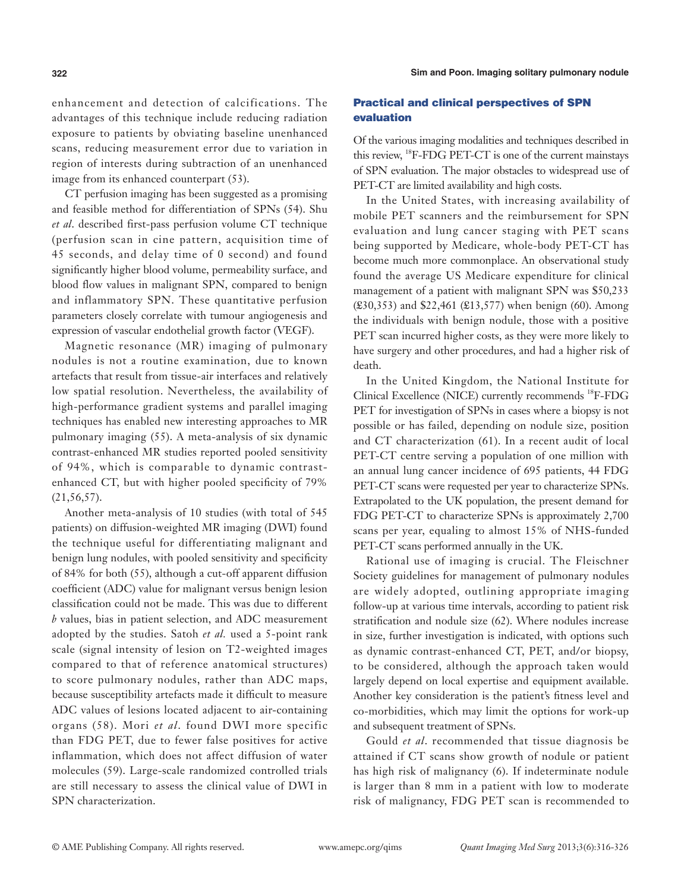enhancement and detection of calcifications. The advantages of this technique include reducing radiation exposure to patients by obviating baseline unenhanced scans, reducing measurement error due to variation in region of interests during subtraction of an unenhanced image from its enhanced counterpart (53).

CT perfusion imaging has been suggested as a promising and feasible method for differentiation of SPNs (54). Shu *et al*. described first-pass perfusion volume CT technique (perfusion scan in cine pattern, acquisition time of 45 seconds, and delay time of 0 second) and found significantly higher blood volume, permeability surface, and blood flow values in malignant SPN, compared to benign and inflammatory SPN. These quantitative perfusion parameters closely correlate with tumour angiogenesis and expression of vascular endothelial growth factor (VEGF).

Magnetic resonance (MR) imaging of pulmonary nodules is not a routine examination, due to known artefacts that result from tissue-air interfaces and relatively low spatial resolution. Nevertheless, the availability of high-performance gradient systems and parallel imaging techniques has enabled new interesting approaches to MR pulmonary imaging (55). A meta-analysis of six dynamic contrast-enhanced MR studies reported pooled sensitivity of 94%, which is comparable to dynamic contrast-enhanced CT, but with higher pooled specificity of 79% (21,56,57).

Another meta-analysis of 10 studies (with total of 545 patients) on diffusion-weighted MR imaging (DWI) found the technique useful for differentiating malignant and benign lung nodules, with pooled sensitivity and specificity of 84% for both (55), although a cut-off apparent diffusion coefficient (ADC) value for malignant versus benign lesion classification could not be made. This was due to different *b* values, bias in patient selection, and ADC measurement adopted by the studies. Satoh *et al.* used a 5-point rank scale (signal intensity of lesion on T2-weighted images compared to that of reference anatomical structures) to score pulmonary nodules, rather than ADC maps, because susceptibility artefacts made it difficult to measure ADC values of lesions located adjacent to air-containing organs (58). Mori *et al*. found DWI more specific than FDG PET, due to fewer false positives for active inflammation, which does not affect diffusion of water molecules (59). Large-scale randomized controlled trials are still necessary to assess the clinical value of DWI in SPN characterization.

## Practical and clinical perspectives of SPN evaluation

Of the various imaging modalities and techniques described in this review, $^{18}$F-FDG PET-CT is one of the current mainstays of SPN evaluation. The major obstacles to widespread use of PET-CT are limited availability and high costs.

In the United States, with increasing availability of mobile PET scanners and the reimbursement for SPN evaluation and lung cancer staging with PET scans being supported by Medicare, whole-body PET-CT has become much more commonplace. An observational study found the average US Medicare expenditure for clinical management of a patient with malignant SPN was $50,233 (£30,353) and $22,461 (£13,577) when benign (60). Among the individuals with benign nodule, those with a positive PET scan incurred higher costs, as they were more likely to have surgery and other procedures, and had a higher risk of death.

In the United Kingdom, the National Institute for Clinical Excellence (NICE) currently recommends $^{18}$F-FDG PET for investigation of SPNs in cases where a biopsy is not possible or has failed, depending on nodule size, position and CT characterization (61). In a recent audit of local PET-CT centre serving a population of one million with an annual lung cancer incidence of 695 patients, 44 FDG PET-CT scans were requested per year to characterize SPNs. Extrapolated to the UK population, the present demand for FDG PET-CT to characterize SPNs is approximately 2,700 scans per year, equaling to almost 15% of NHS-funded PET-CT scans performed annually in the UK.

Rational use of imaging is crucial. The Fleischner Society guidelines for management of pulmonary nodules are widely adopted, outlining appropriate imaging follow-up at various time intervals, according to patient risk stratification and nodule size (62). Where nodules increase in size, further investigation is indicated, with options such as dynamic contrast-enhanced CT, PET, and/or biopsy, to be considered, although the approach taken would largely depend on local expertise and equipment available. Another key consideration is the patient's fitness level and co-morbidities, which may limit the options for work-up and subsequent treatment of SPNs.

Gould *et al*. recommended that tissue diagnosis be attained if CT scans show growth of nodule or patient has high risk of malignancy (6). If indeterminate nodule is larger than 8 mm in a patient with low to moderate risk of malignancy, FDG PET scan is recommended to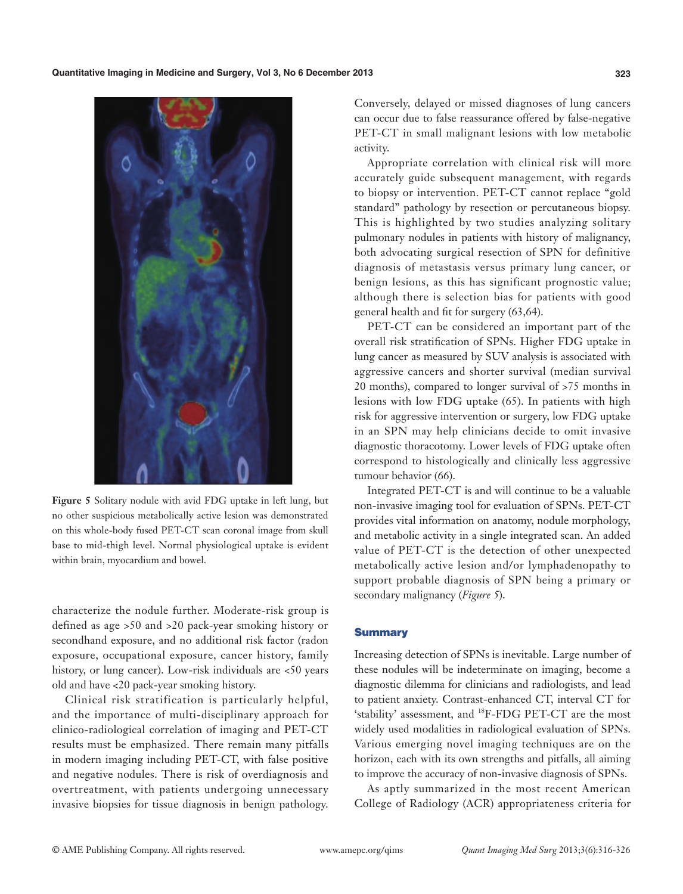Figure 5 Solitary nodule with avid FDG uptake in left lung, but no other suspicious metabolically active lesion was demonstrated on this whole-body fused PET-CT scan coronal image from skull base to mid-thigh level. Normal physiological uptake is evident within brain, myocardium and bowel.

characterize the nodule further. Moderate-risk group is defined as age >50 and >20 pack-year smoking history or secondhand exposure, and no additional risk factor (radon exposure, occupational exposure, cancer history, family history, or lung cancer). Low-risk individuals are <50 years old and have <20 pack-year smoking history.

Clinical risk stratification is particularly helpful, and the importance of multi-disciplinary approach for clinico-radiological correlation of imaging and PET-CT results must be emphasized. There remain many pitfalls in modern imaging including PET-CT, with false positive and negative nodules. There is risk of overdiagnosis and overtreatment, with patients undergoing unnecessary invasive biopsies for tissue diagnosis in benign pathology. Conversely, delayed or missed diagnoses of lung cancers can occur due to false reassurance offered by false-negative PET-CT in small malignant lesions with low metabolic activity.

Appropriate correlation with clinical risk will more accurately guide subsequent management, with regards to biopsy or intervention. PET-CT cannot replace "gold standard" pathology by resection or percutaneous biopsy. This is highlighted by two studies analyzing solitary pulmonary nodules in patients with history of malignancy, both advocating surgical resection of SPN for definitive diagnosis of metastasis versus primary lung cancer, or benign lesions, as this has significant prognostic value; although there is selection bias for patients with good general health and fit for surgery (63,64).

PET-CT can be considered an important part of the overall risk stratification of SPNs. Higher FDG uptake in lung cancer as measured by SUV analysis is associated with aggressive cancers and shorter survival (median survival 20 months), compared to longer survival of >75 months in lesions with low FDG uptake (65). In patients with high risk for aggressive intervention or surgery, low FDG uptake in an SPN may help clinicians decide to omit invasive diagnostic thoracotomy. Lower levels of FDG uptake often correspond to histologically and clinically less aggressive tumour behavior (66).

Integrated PET-CT is and will continue to be a valuable non-invasive imaging tool for evaluation of SPNs. PET-CT provides vital information on anatomy, nodule morphology, and metabolic activity in a single integrated scan. An added value of PET-CT is the detection of other unexpected metabolically active lesion and/or lymphadenopathy to support probable diagnosis of SPN being a primary or secondary malignancy (*Figure 5*).

## Summary

Increasing detection of SPNs is inevitable. Large number of these nodules will be indeterminate on imaging, become a diagnostic dilemma for clinicians and radiologists, and lead to patient anxiety. Contrast-enhanced CT, interval CT for 'stability' assessment, and $^{18}$F-FDG PET-CT are the most widely used modalities in radiological evaluation of SPNs. Various emerging novel imaging techniques are on the horizon, each with its own strengths and pitfalls, all aiming to improve the accuracy of non-invasive diagnosis of SPNs.

As aptly summarized in the most recent American College of Radiology (ACR) appropriateness criteria for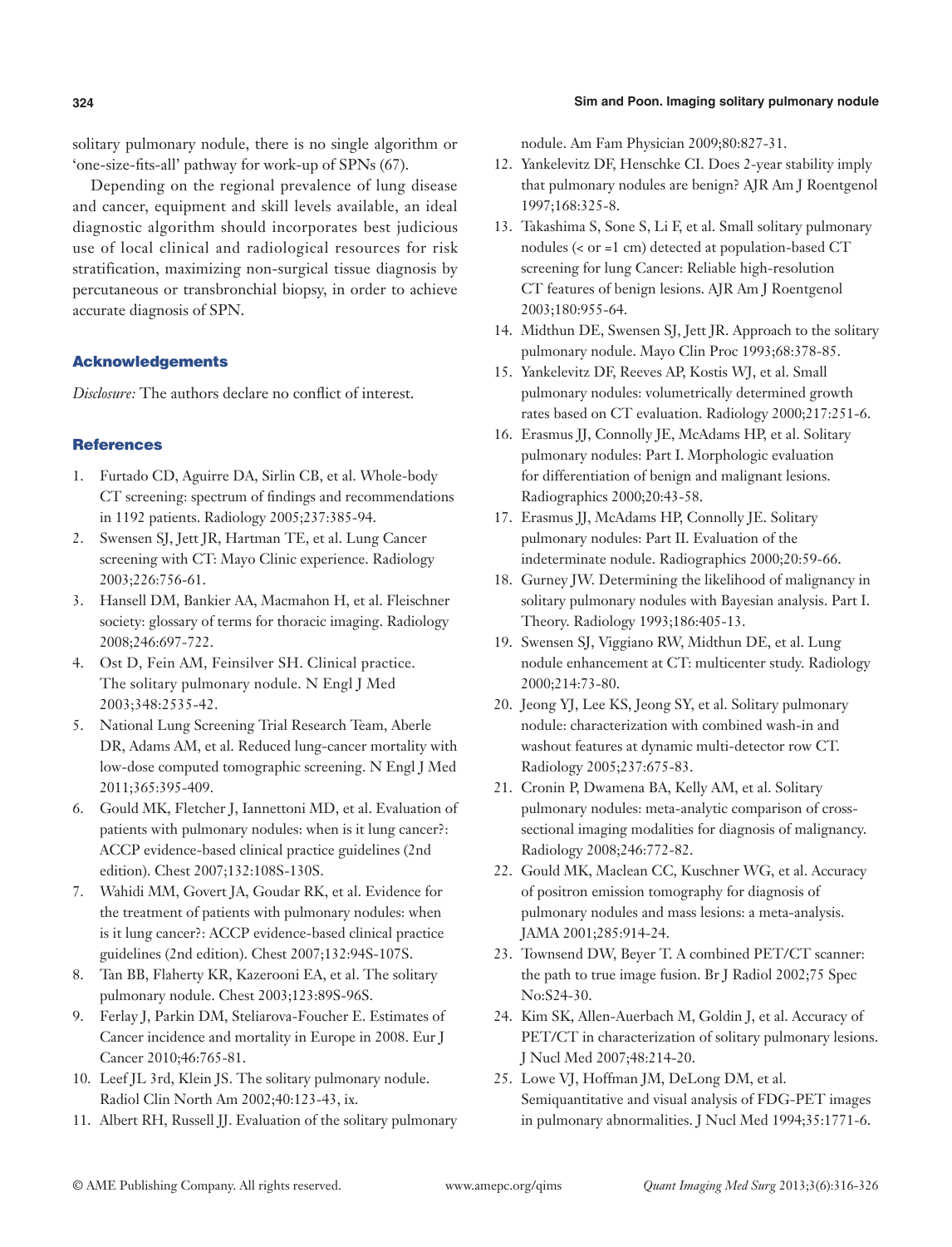solitary pulmonary nodule, there is no single algorithm or 'one-size-fits-all' pathway for work-up of SPNs (67).

Depending on the regional prevalence of lung disease and cancer, equipment and skill levels available, an ideal diagnostic algorithm should incorporates best judicious use of local clinical and radiological resources for risk stratification, maximizing non-surgical tissue diagnosis by percutaneous or transbronchial biopsy, in order to achieve accurate diagnosis of SPN.

## Acknowledgements

*Disclosure:* The authors declare no conflict of interest.

## References

1. Furtado CD, Aguirre DA, Sirlin CB, et al. Whole-body CT screening: spectrum of findings and recommendations in 1192 patients. Radiology 2005;237:385-94.
2. Swensen SJ, Jett JR, Hartman TE, et al. Lung Cancer screening with CT: Mayo Clinic experience. Radiology 2003;226:756-61.
3. Hansell DM, Bankier AA, Macmahon H, et al. Fleischner society: glossary of terms for thoracic imaging. Radiology 2008;246:697-722.
4. Ost D, Fein AM, Feinsilver SH. Clinical practice. The solitary pulmonary nodule. N Engl J Med 2003;348:2535-42.
5. National Lung Screening Trial Research Team, Aberle DR, Adams AM, et al. Reduced lung-cancer mortality with low-dose computed tomographic screening. N Engl J Med 2011;365:395-409.
6. Gould MK, Fletcher J, Iannettoni MD, et al. Evaluation of patients with pulmonary nodules: when is it lung cancer?: ACCP evidence-based clinical practice guidelines (2nd edition). Chest 2007;132:108S-130S.
7. Wahidi MM, Govert JA, Goudar RK, et al. Evidence for the treatment of patients with pulmonary nodules: when is it lung cancer?: ACCP evidence-based clinical practice guidelines (2nd edition). Chest 2007;132:94S-107S.
8. Tan BB, Flaherty KR, Kazerooni EA, et al. The solitary pulmonary nodule. Chest 2003;123:89S-96S.
9. Ferlay J, Parkin DM, Steliarova-Foucher E. Estimates of Cancer incidence and mortality in Europe in 2008. Eur J Cancer 2010;46:765-81.
10. Leef JL 3rd, Klein JS. The solitary pulmonary nodule. Radiol Clin North Am 2002;40:123-43, ix.
11. Albert RH, Russell JJ. Evaluation of the solitary pulmonary nodule. Am Fam Physician 2009;80:827-31.
12. Yankelevitz DF, Henschke CI. Does 2-year stability imply that pulmonary nodules are benign? AJR Am J Roentgenol 1997;168:325-8.
13. Takashima S, Sone S, Li F, et al. Small solitary pulmonary nodules (< or =1 cm) detected at population-based CT screening for lung Cancer: Reliable high-resolution CT features of benign lesions. AJR Am J Roentgenol 2003;180:955-64.
14. Midthun DE, Swensen SJ, Jett JR. Approach to the solitary pulmonary nodule. Mayo Clin Proc 1993;68:378-85.
15. Yankelevitz DF, Reeves AP, Kostis WJ, et al. Small pulmonary nodules: volumetrically determined growth rates based on CT evaluation. Radiology 2000;217:251-6.
16. Erasmus JJ, Connolly JE, McAdams HP, et al. Solitary pulmonary nodules: Part I. Morphologic evaluation for differentiation of benign and malignant lesions. Radiographics 2000;20:43-58.
17. Erasmus JJ, McAdams HP, Connolly JE. Solitary pulmonary nodules: Part II. Evaluation of the indeterminate nodule. Radiographics 2000;20:59-66.
18. Gurney JW. Determining the likelihood of malignancy in solitary pulmonary nodules with Bayesian analysis. Part I. Theory. Radiology 1993;186:405-13.
19. Swensen SJ, Viggiano RW, Midthun DE, et al. Lung nodule enhancement at CT: multicenter study. Radiology 2000;214:73-80.
20. Jeong YJ, Lee KS, Jeong SY, et al. Solitary pulmonary nodule: characterization with combined wash-in and washout features at dynamic multi-detector row CT. Radiology 2005;237:675-83.
21. Cronin P, Dwamena BA, Kelly AM, et al. Solitary pulmonary nodules: meta-analytic comparison of cross-sectional imaging modalities for diagnosis of malignancy. Radiology 2008;246:772-82.
22. Gould MK, Maclean CC, Kuschner WG, et al. Accuracy of positron emission tomography for diagnosis of pulmonary nodules and mass lesions: a meta-analysis. JAMA 2001;285:914-24.
23. Townsend DW, Beyer T. A combined PET/CT scanner: the path to true image fusion. Br J Radiol 2002;75 Spec No:S24-30.
24. Kim SK, Allen-Auerbach M, Goldin J, et al. Accuracy of PET/CT in characterization of solitary pulmonary lesions. J Nucl Med 2007;48:214-20.
25. Lowe VJ, Hoffman JM, DeLong DM, et al. Semiquantitative and visual analysis of FDG-PET images in pulmonary abnormalities. J Nucl Med 1994;35:1771-6.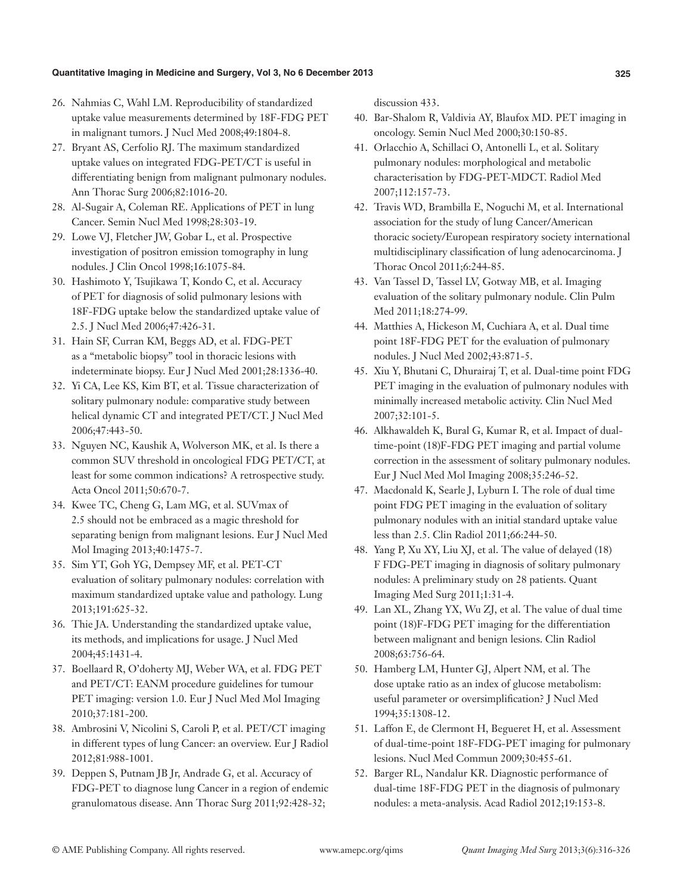26. Nahmias C, Wahl LM. Reproducibility of standardized uptake value measurements determined by 18F-FDG PET in malignant tumors. J Nucl Med 2008;49:1804-8.
27. Bryant AS, Cerfolio RJ. The maximum standardized uptake values on integrated FDG-PET/CT is useful in differentiating benign from malignant pulmonary nodules. Ann Thorac Surg 2006;82:1016-20.
28. Al-Sugair A, Coleman RE. Applications of PET in lung Cancer. Semin Nucl Med 1998;28:303-19.
29. Lowe VJ, Fletcher JW, Gobar L, et al. Prospective investigation of positron emission tomography in lung nodules. J Clin Oncol 1998;16:1075-84.
30. Hashimoto Y, Tsujikawa T, Kondo C, et al. Accuracy of PET for diagnosis of solid pulmonary lesions with 18F-FDG uptake below the standardized uptake value of 2.5. J Nucl Med 2006;47:426-31.
31. Hain SF, Curran KM, Beggs AD, et al. FDG-PET as a "metabolic biopsy" tool in thoracic lesions with indeterminate biopsy. Eur J Nucl Med 2001;28:1336-40.
32. Yi CA, Lee KS, Kim BT, et al. Tissue characterization of solitary pulmonary nodule: comparative study between helical dynamic CT and integrated PET/CT. J Nucl Med 2006;47:443-50.
33. Nguyen NC, Kaushik A, Wolverson MK, et al. Is there a common SUV threshold in oncological FDG PET/CT, at least for some common indications? A retrospective study. Acta Oncol 2011;50:670-7.
34. Kwee TC, Cheng G, Lam MG, et al. SUVmax of 2.5 should not be embraced as a magic threshold for separating benign from malignant lesions. Eur J Nucl Med Mol Imaging 2013;40:1475-7.
35. Sim YT, Goh YG, Dempsey MF, et al. PET-CT evaluation of solitary pulmonary nodules: correlation with maximum standardized uptake value and pathology. Lung 2013;191:625-32.
36. Thie JA. Understanding the standardized uptake value, its methods, and implications for usage. J Nucl Med 2004;45:1431-4.
37. Boellaard R, O'doherty MJ, Weber WA, et al. FDG PET and PET/CT: EANM procedure guidelines for tumour PET imaging: version 1.0. Eur J Nucl Med Mol Imaging 2010;37:181-200.
38. Ambrosini V, Nicolini S, Caroli P, et al. PET/CT imaging in different types of lung Cancer: an overview. Eur J Radiol 2012;81:988-1001.
39. Deppen S, Putnam JB Jr, Andrade G, et al. Accuracy of FDG-PET to diagnose lung Cancer in a region of endemic granulomatous disease. Ann Thorac Surg 2011;92:428-32; discussion 433.
40. Bar-Shalom R, Valdivia AY, Blaufox MD. PET imaging in oncology. Semin Nucl Med 2000;30:150-85.
41. Orlacchio A, Schillaci O, Antonelli L, et al. Solitary pulmonary nodules: morphological and metabolic characterisation by FDG-PET-MDCT. Radiol Med 2007;112:157-73.
42. Travis WD, Brambilla E, Noguchi M, et al. International association for the study of lung Cancer/American thoracic society/European respiratory society international multidisciplinary classification of lung adenocarcinoma. J Thorac Oncol 2011;6:244-85.
43. Van Tassel D, Tassel LV, Gotway MB, et al. Imaging evaluation of the solitary pulmonary nodule. Clin Pulm Med 2011;18:274-99.
44. Matthies A, Hickeson M, Cuchiara A, et al. Dual time point 18F-FDG PET for the evaluation of pulmonary nodules. J Nucl Med 2002;43:871-5.
45. Xiu Y, Bhutani C, Dhurairaj T, et al. Dual-time point FDG PET imaging in the evaluation of pulmonary nodules with minimally increased metabolic activity. Clin Nucl Med 2007;32:101-5.
46. Alkhawaldeh K, Bural G, Kumar R, et al. Impact of dual-time-point (18)F-FDG PET imaging and partial volume correction in the assessment of solitary pulmonary nodules. Eur J Nucl Med Mol Imaging 2008;35:246-52.
47. Macdonald K, Searle J, Lyburn I. The role of dual time point FDG PET imaging in the evaluation of solitary pulmonary nodules with an initial standard uptake value less than 2.5. Clin Radiol 2011;66:244-50.
48. Yang P, Xu XY, Liu XJ, et al. The value of delayed (18) F FDG-PET imaging in diagnosis of solitary pulmonary nodules: A preliminary study on 28 patients. Quant Imaging Med Surg 2011;1:31-4.
49. Lan XL, Zhang YX, Wu ZJ, et al. The value of dual time point (18)F-FDG PET imaging for the differentiation between malignant and benign lesions. Clin Radiol 2008;63:756-64.
50. Hamberg LM, Hunter GJ, Alpert NM, et al. The dose uptake ratio as an index of glucose metabolism: useful parameter or oversimplification? J Nucl Med 1994;35:1308-12.
51. Laffon E, de Clermont H, Begueret H, et al. Assessment of dual-time-point 18F-FDG-PET imaging for pulmonary lesions. Nucl Med Commun 2009;30:455-61.
52. Barger RL, Nandalur KR. Diagnostic performance of dual-time 18F-FDG PET in the diagnosis of pulmonary nodules: a meta-analysis. Acad Radiol 2012;19:153-8.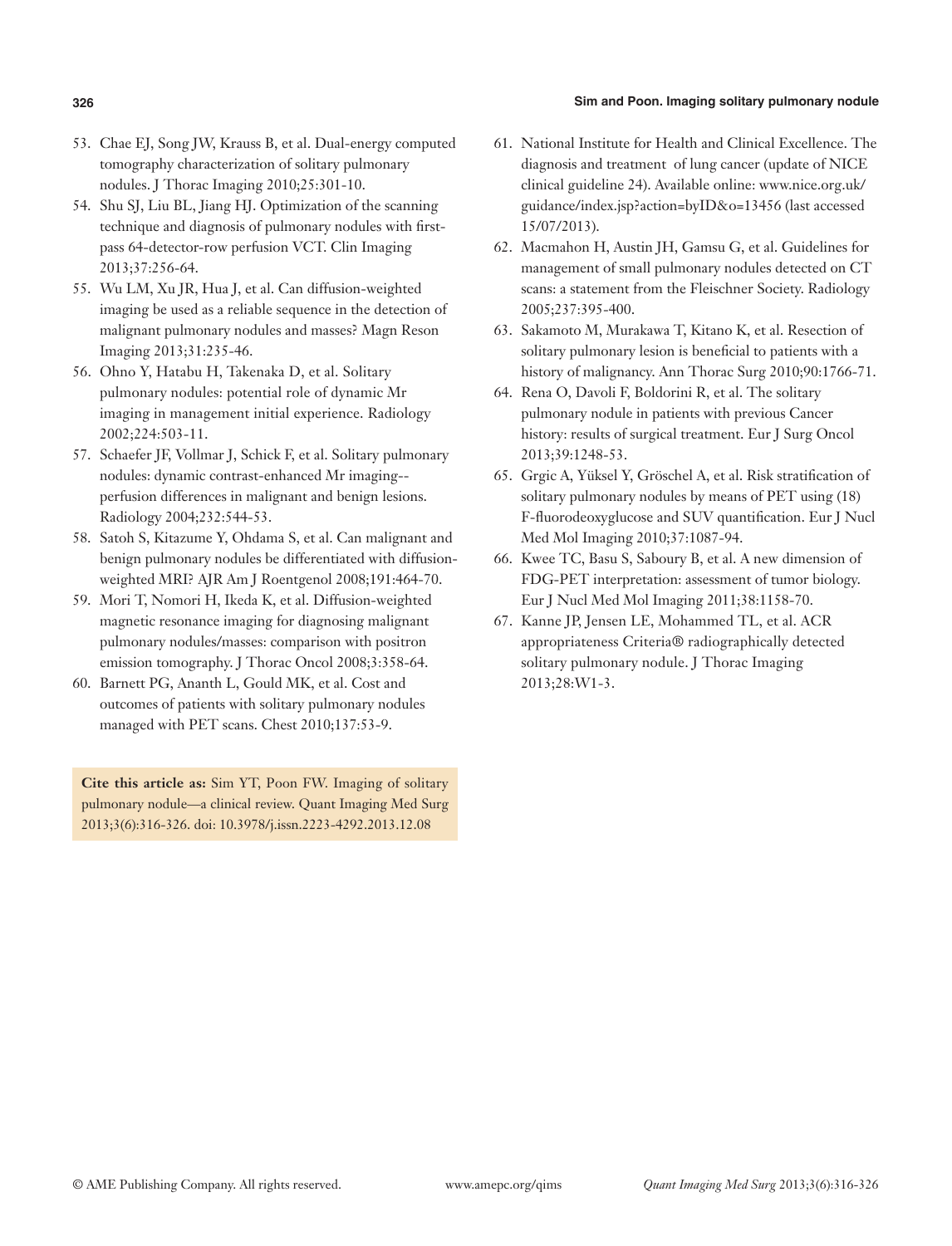53. Chae EJ, Song JW, Krauss B, et al. Dual-energy computed tomography characterization of solitary pulmonary nodules. J Thorac Imaging 2010;25:301-10.
54. Shu SJ, Liu BL, Jiang HJ. Optimization of the scanning technique and diagnosis of pulmonary nodules with first-pass 64-detector-row perfusion VCT. Clin Imaging 2013;37:256-64.
55. Wu LM, Xu JR, Hua J, et al. Can diffusion-weighted imaging be used as a reliable sequence in the detection of malignant pulmonary nodules and masses? Magn Reson Imaging 2013;31:235-46.
56. Ohno Y, Hatabu H, Takenaka D, et al. Solitary pulmonary nodules: potential role of dynamic Mr imaging in management initial experience. Radiology 2002;224:503-11.
57. Schaefer JF, Vollmar J, Schick F, et al. Solitary pulmonary nodules: dynamic contrast-enhanced Mr imaging--perfusion differences in malignant and benign lesions. Radiology 2004;232:544-53.
58. Satoh S, Kitazume Y, Ohdama S, et al. Can malignant and benign pulmonary nodules be differentiated with diffusion-weighted MRI? AJR Am J Roentgenol 2008;191:464-70.
59. Mori T, Nomori H, Ikeda K, et al. Diffusion-weighted magnetic resonance imaging for diagnosing malignant pulmonary nodules/masses: comparison with positron emission tomography. J Thorac Oncol 2008;3:358-64.
60. Barnett PG, Ananth L, Gould MK, et al. Cost and outcomes of patients with solitary pulmonary nodules managed with PET scans. Chest 2010;137:53-9.
61. National Institute for Health and Clinical Excellence. The diagnosis and treatment of lung cancer (update of NICE clinical guideline 24). Available online: www.nice.org.uk/guidance/index.jsp?action=byID&o=13456 (last accessed 15/07/2013).
62. Macmahon H, Austin JH, Gamsu G, et al. Guidelines for management of small pulmonary nodules detected on CT scans: a statement from the Fleischner Society. Radiology 2005;237:395-400.
63. Sakamoto M, Murakawa T, Kitano K, et al. Resection of solitary pulmonary lesion is beneficial to patients with a history of malignancy. Ann Thorac Surg 2010;90:1766-71.
64. Rena O, Davoli F, Boldorini R, et al. The solitary pulmonary nodule in patients with previous Cancer history: results of surgical treatment. Eur J Surg Oncol 2013;39:1248-53.
65. Grgic A, Yüksel Y, Gröschel A, et al. Risk stratification of solitary pulmonary nodules by means of PET using (18) F-fluorodeoxyglucose and SUV quantification. Eur J Nucl Med Mol Imaging 2010;37:1087-94.
66. Kwee TC, Basu S, Saboury B, et al. A new dimension of FDG-PET interpretation: assessment of tumor biology. Eur J Nucl Med Mol Imaging 2011;38:1158-70.
67. Kanne JP, Jensen LE, Mohammed TL, et al. ACR appropriateness Criteria® radiographically detected solitary pulmonary nodule. J Thorac Imaging 2013;28:W1-3.

**Cite this article as:** Sim YT, Poon FW. Imaging of solitary pulmonary nodule—a clinical review. Quant Imaging Med Surg 2013;3(6):316-326. doi: 10.3978/j.issn.2223-4292.2013.12.08